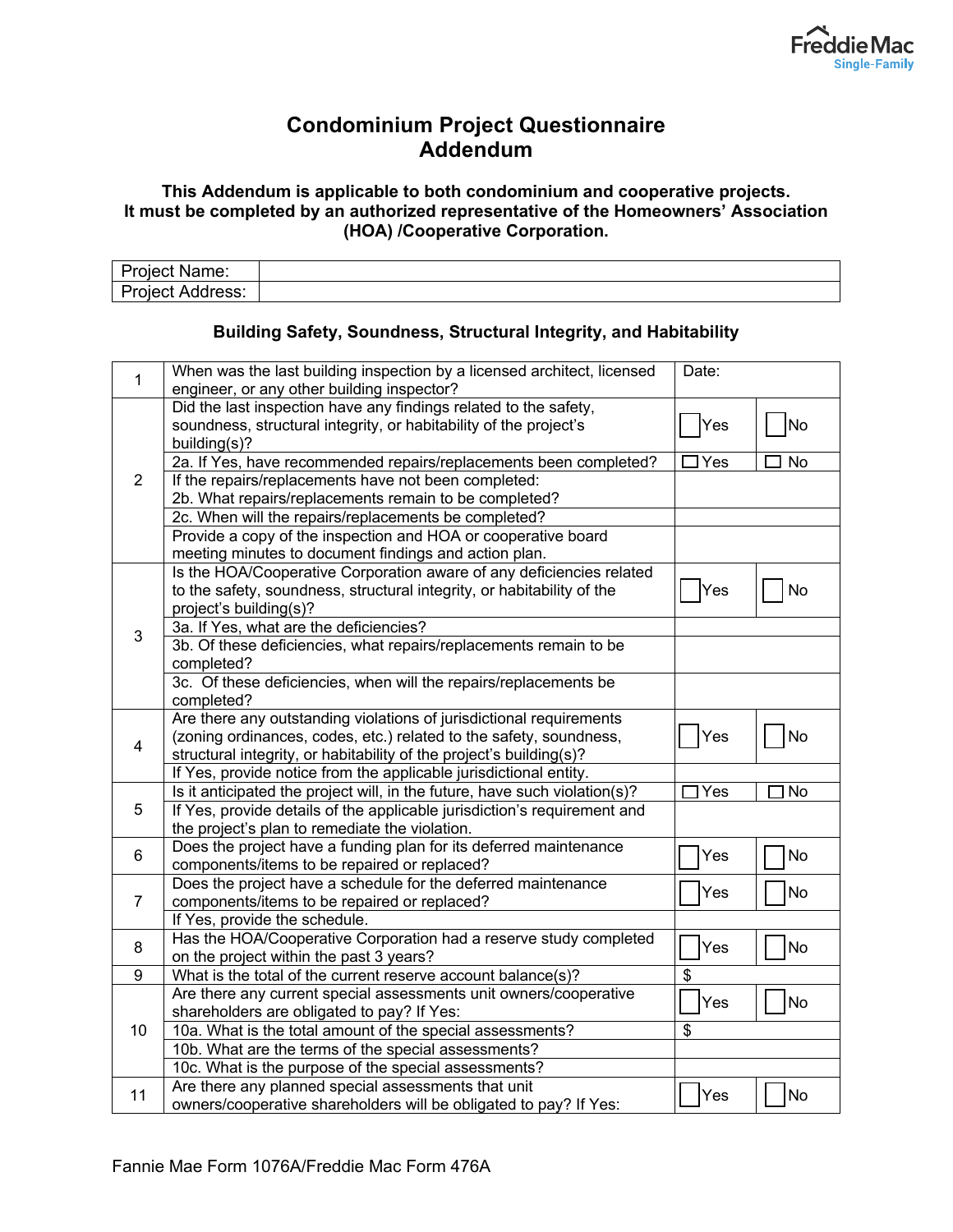# Condominium Project Questionnaire Addendum

**This Addendum is applicable to both condominium and cooperative projects. It must be completed by an authorized representative of the Homeowners' Association (HOA) /Cooperative Corporation.**

| Project Name: | |
|---|---|
| Project Address: | |

### Building Safety, Soundness, Structural Integrity, and Habitability

| # | Question | | |
|---|---|---|---|
| 1 | When was the last building inspection by a licensed architect, licensed engineer, or any other building inspector? | Date: | |
| 2 | Did the last inspection have any findings related to the safety, soundness, structural integrity, or habitability of the project's building(s)? | ☐ Yes | ☐ No |
| | 2a. If Yes, have recommended repairs/replacements been completed? | ☐ Yes | ☐ No |
| | If the repairs/replacements have not been completed: 2b. What repairs/replacements remain to be completed? | | |
| | 2c. When will the repairs/replacements be completed? | | |
| | Provide a copy of the inspection and HOA or cooperative board meeting minutes to document findings and action plan. | | |
| 3 | Is the HOA/Cooperative Corporation aware of any deficiencies related to the safety, soundness, structural integrity, or habitability of the project's building(s)? | ☐ Yes | ☐ No |
| | 3a. If Yes, what are the deficiencies? | | |
| | 3b. Of these deficiencies, what repairs/replacements remain to be completed? | | |
| | 3c. Of these deficiencies, when will the repairs/replacements be completed? | | |
| 4 | Are there any outstanding violations of jurisdictional requirements (zoning ordinances, codes, etc.) related to the safety, soundness, structural integrity, or habitability of the project's building(s)? | ☐ Yes | ☐ No |
| | If Yes, provide notice from the applicable jurisdictional entity. | | |
| 5 | Is it anticipated the project will, in the future, have such violation(s)? | ☐ Yes | ☐ No |
| | If Yes, provide details of the applicable jurisdiction's requirement and the project's plan to remediate the violation. | | |
| 6 | Does the project have a funding plan for its deferred maintenance components/items to be repaired or replaced? | ☐ Yes | ☐ No |
| 7 | Does the project have a schedule for the deferred maintenance components/items to be repaired or replaced? | ☐ Yes | ☐ No |
| | If Yes, provide the schedule. | | |
| 8 | Has the HOA/Cooperative Corporation had a reserve study completed on the project within the past 3 years? | ☐ Yes | ☐ No |
| 9 | What is the total of the current reserve account balance(s)? | $ | |
| 10 | Are there any current special assessments unit owners/cooperative shareholders are obligated to pay? If Yes: | ☐ Yes | ☐ No |
| | 10a. What is the total amount of the special assessments? | $ | |
| | 10b. What are the terms of the special assessments? | | |
| | 10c. What is the purpose of the special assessments? | | |
| 11 | Are there any planned special assessments that unit owners/cooperative shareholders will be obligated to pay? If Yes: | ☐ Yes | ☐ No |

Fannie Mae Form 1076A/Freddie Mac Form 476A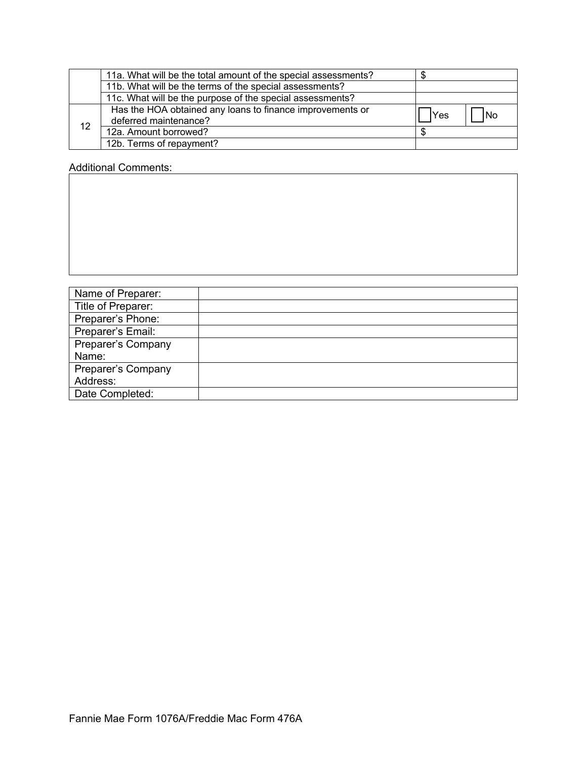| | | | |
|---|---|---|---|
| | 11a. What will be the total amount of the special assessments? | $ | |
| | 11b. What will be the terms of the special assessments? | | |
| | 11c. What will be the purpose of the special assessments? | | |
| 12 | Has the HOA obtained any loans to finance improvements or deferred maintenance? | ☐ Yes | ☐ No |
| | 12a. Amount borrowed? | $ | |
| | 12b. Terms of repayment? | | |

Additional Comments:

| | |
|---|---|
| Name of Preparer: | |
| Title of Preparer: | |
| Preparer's Phone: | |
| Preparer's Email: | |
| Preparer's Company Name: | |
| Preparer's Company Address: | |
| Date Completed: | |

Fannie Mae Form 1076A/Freddie Mac Form 476A